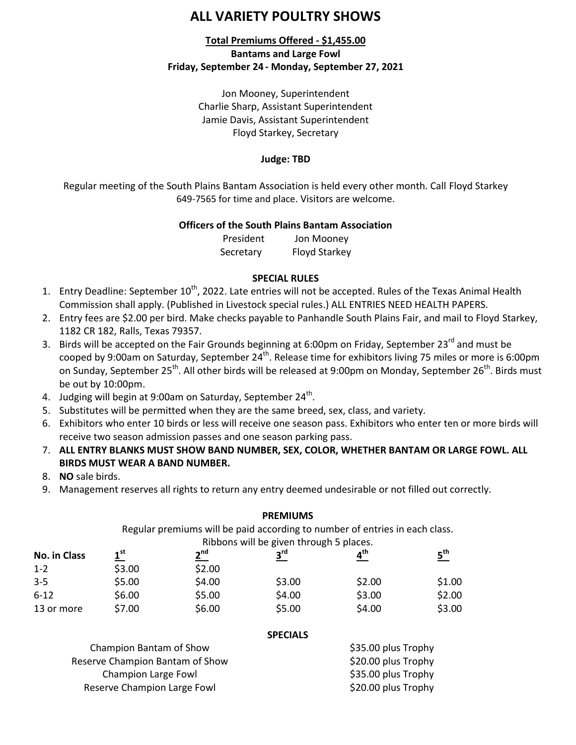# ALL VARIETY POULTRY SHOWS

**Total Premiums Offered - $1,455.00**
**Bantams and Large Fowl**
**Friday, September 24 - Monday, September 27, 2021**

Jon Mooney, Superintendent
Charlie Sharp, Assistant Superintendent
Jamie Davis, Assistant Superintendent
Floyd Starkey, Secretary

**Judge: TBD**

Regular meeting of the South Plains Bantam Association is held every other month. Call Floyd Starkey 649-7565 for time and place. Visitors are welcome.

**Officers of the South Plains Bantam Association**

| | |
|---|---|
| President | Jon Mooney |
| Secretary | Floyd Starkey |

### SPECIAL RULES

1. Entry Deadline: September 10th, 2022. Late entries will not be accepted. Rules of the Texas Animal Health Commission shall apply. (Published in Livestock special rules.) ALL ENTRIES NEED HEALTH PAPERS.
2. Entry fees are $2.00 per bird. Make checks payable to Panhandle South Plains Fair, and mail to Floyd Starkey, 1182 CR 182, Ralls, Texas 79357.
3. Birds will be accepted on the Fair Grounds beginning at 6:00pm on Friday, September 23rd and must be cooped by 9:00am on Saturday, September 24th. Release time for exhibitors living 75 miles or more is 6:00pm on Sunday, September 25th. All other birds will be released at 9:00pm on Monday, September 26th. Birds must be out by 10:00pm.
4. Judging will begin at 9:00am on Saturday, September 24th.
5. Substitutes will be permitted when they are the same breed, sex, class, and variety.
6. Exhibitors who enter 10 birds or less will receive one season pass. Exhibitors who enter ten or more birds will receive two season admission passes and one season parking pass.
7. **ALL ENTRY BLANKS MUST SHOW BAND NUMBER, SEX, COLOR, WHETHER BANTAM OR LARGE FOWL. ALL BIRDS MUST WEAR A BAND NUMBER.**
8. **NO** sale birds.
9. Management reserves all rights to return any entry deemed undesirable or not filled out correctly.

### PREMIUMS

Regular premiums will be paid according to number of entries in each class.
Ribbons will be given through 5 places.

| No. in Class | 1st | 2nd | 3rd | 4th | 5th |
|---|---|---|---|---|---|
| 1-2 | $3.00 | $2.00 | | | |
| 3-5 | $5.00 | $4.00 | $3.00 | $2.00 | $1.00 |
| 6-12 | $6.00 | $5.00 | $4.00 | $3.00 | $2.00 |
| 13 or more | $7.00 | $6.00 | $5.00 | $4.00 | $3.00 |

### SPECIALS

| | |
|---|---|
| Champion Bantam of Show | $35.00 plus Trophy |
| Reserve Champion Bantam of Show | $20.00 plus Trophy |
| Champion Large Fowl | $35.00 plus Trophy |
| Reserve Champion Large Fowl | $20.00 plus Trophy |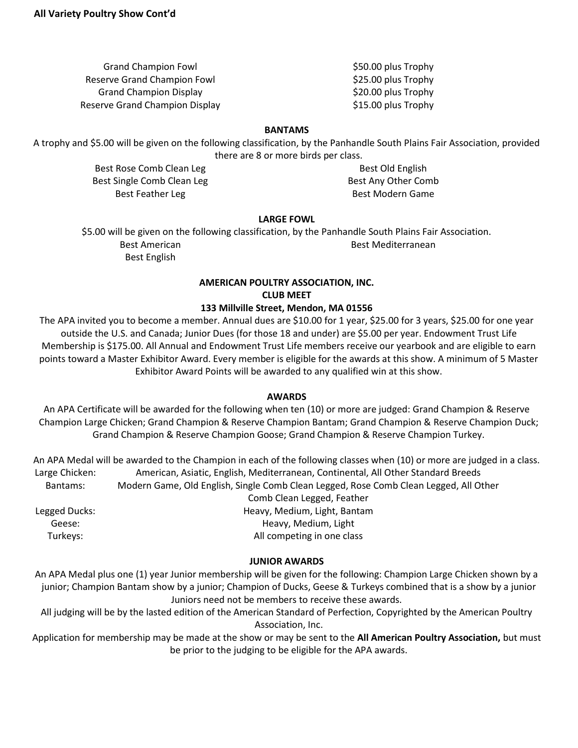**All Variety Poultry Show Cont'd**

| | |
|---|---|
| Grand Champion Fowl | $50.00 plus Trophy |
| Reserve Grand Champion Fowl | $25.00 plus Trophy |
| Grand Champion Display | $20.00 plus Trophy |
| Reserve Grand Champion Display | $15.00 plus Trophy |

**BANTAMS**

A trophy and $5.00 will be given on the following classification, by the Panhandle South Plains Fair Association, provided there are 8 or more birds per class.

| | |
|---|---|
| Best Rose Comb Clean Leg | Best Old English |
| Best Single Comb Clean Leg | Best Any Other Comb |
| Best Feather Leg | Best Modern Game |

**LARGE FOWL**

$5.00 will be given on the following classification, by the Panhandle South Plains Fair Association.

| | |
|---|---|
| Best American | Best Mediterranean |
| Best English | |

**AMERICAN POULTRY ASSOCIATION, INC.**
**CLUB MEET**
**133 Millville Street, Mendon, MA 01556**

The APA invited you to become a member. Annual dues are $10.00 for 1 year, $25.00 for 3 years, $25.00 for one year outside the U.S. and Canada; Junior Dues (for those 18 and under) are $5.00 per year. Endowment Trust Life Membership is $175.00. All Annual and Endowment Trust Life members receive our yearbook and are eligible to earn points toward a Master Exhibitor Award. Every member is eligible for the awards at this show. A minimum of 5 Master Exhibitor Award Points will be awarded to any qualified win at this show.

**AWARDS**

An APA Certificate will be awarded for the following when ten (10) or more are judged: Grand Champion & Reserve Champion Large Chicken; Grand Champion & Reserve Champion Bantam; Grand Champion & Reserve Champion Duck; Grand Champion & Reserve Champion Goose; Grand Champion & Reserve Champion Turkey.

An APA Medal will be awarded to the Champion in each of the following classes when (10) or more are judged in a class.

Large Chicken: American, Asiatic, English, Mediterranean, Continental, All Other Standard Breeds
Bantams: Modern Game, Old English, Single Comb Clean Legged, Rose Comb Clean Legged, All Other Comb Clean Legged, Feather Legged
Ducks: Heavy, Medium, Light, Bantam
Geese: Heavy, Medium, Light
Turkeys: All competing in one class

**JUNIOR AWARDS**

An APA Medal plus one (1) year Junior membership will be given for the following: Champion Large Chicken shown by a junior; Champion Bantam show by a junior; Champion of Ducks, Geese & Turkeys combined that is a show by a junior Juniors need not be members to receive these awards.

All judging will be by the lasted edition of the American Standard of Perfection, Copyrighted by the American Poultry Association, Inc.

Application for membership may be made at the show or may be sent to the **All American Poultry Association,** but must be prior to the judging to be eligible for the APA awards.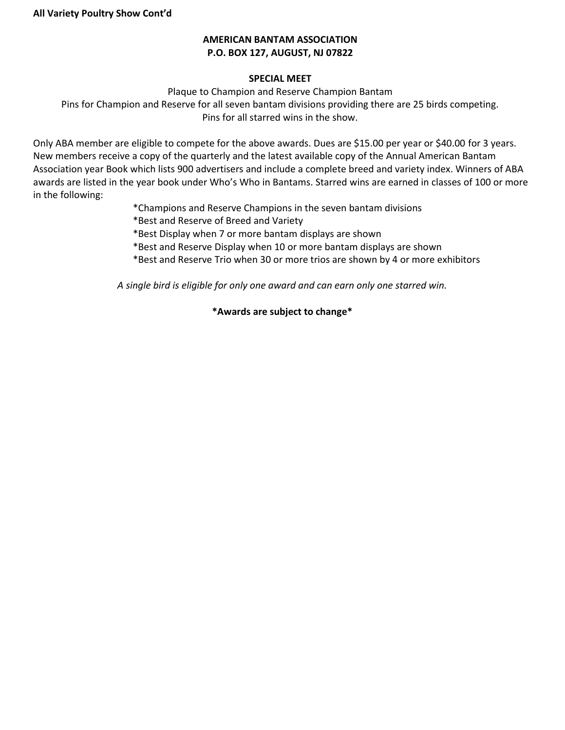**All Variety Poultry Show Cont'd**

**AMERICAN BANTAM ASSOCIATION**
**P.O. BOX 127, AUGUST, NJ 07822**

**SPECIAL MEET**

Plaque to Champion and Reserve Champion Bantam
Pins for Champion and Reserve for all seven bantam divisions providing there are 25 birds competing.
Pins for all starred wins in the show.

Only ABA member are eligible to compete for the above awards. Dues are $15.00 per year or $40.00 for 3 years. New members receive a copy of the quarterly and the latest available copy of the Annual American Bantam Association year Book which lists 900 advertisers and include a complete breed and variety index. Winners of ABA awards are listed in the year book under Who's Who in Bantams. Starred wins are earned in classes of 100 or more in the following:

*Champions and Reserve Champions in the seven bantam divisions
*Best and Reserve of Breed and Variety
*Best Display when 7 or more bantam displays are shown
*Best and Reserve Display when 10 or more bantam displays are shown
*Best and Reserve Trio when 30 or more trios are shown by 4 or more exhibitors

*A single bird is eligible for only one award and can earn only one starred win.*

**\*Awards are subject to change\***